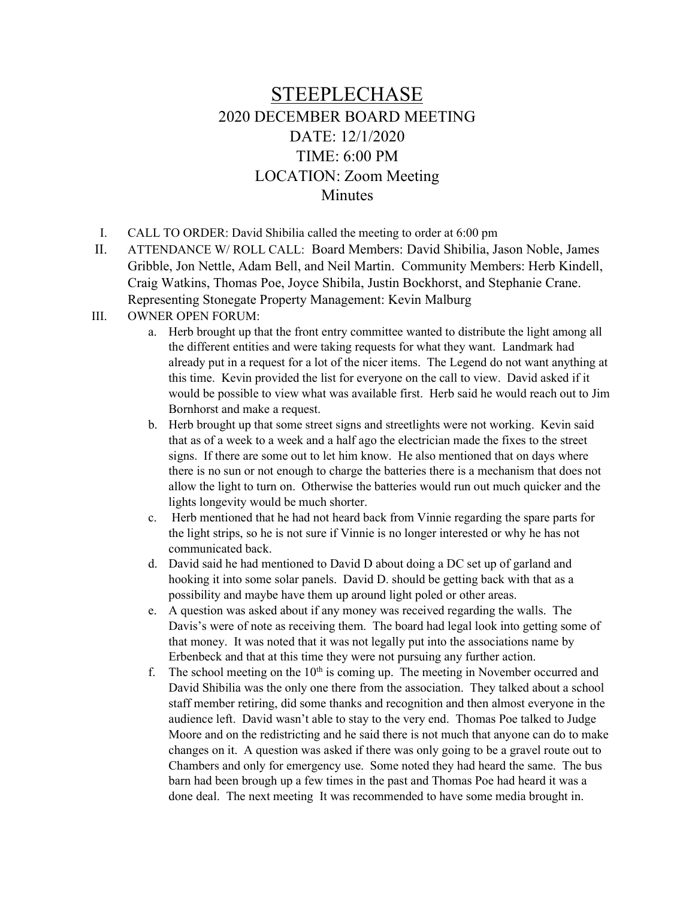# STEEPLECHASE

## 2020 DECEMBER BOARD MEETING

DATE: 12/1/2020

TIME: 6:00 PM

LOCATION: Zoom Meeting

Minutes

I. CALL TO ORDER: David Shibilia called the meeting to order at 6:00 pm

II. ATTENDANCE W/ ROLL CALL: Board Members: David Shibilia, Jason Noble, James Gribble, Jon Nettle, Adam Bell, and Neil Martin. Community Members: Herb Kindell, Craig Watkins, Thomas Poe, Joyce Shibila, Justin Bockhorst, and Stephanie Crane. Representing Stonegate Property Management: Kevin Malburg

III. OWNER OPEN FORUM:

   a. Herb brought up that the front entry committee wanted to distribute the light among all the different entities and were taking requests for what they want. Landmark had already put in a request for a lot of the nicer items. The Legend do not want anything at this time. Kevin provided the list for everyone on the call to view. David asked if it would be possible to view what was available first. Herb said he would reach out to Jim Bornhorst and make a request.

   b. Herb brought up that some street signs and streetlights were not working. Kevin said that as of a week to a week and a half ago the electrician made the fixes to the street signs. If there are some out to let him know. He also mentioned that on days where there is no sun or not enough to charge the batteries there is a mechanism that does not allow the light to turn on. Otherwise the batteries would run out much quicker and the lights longevity would be much shorter.

   c. Herb mentioned that he had not heard back from Vinnie regarding the spare parts for the light strips, so he is not sure if Vinnie is no longer interested or why he has not communicated back.

   d. David said he had mentioned to David D about doing a DC set up of garland and hooking it into some solar panels. David D. should be getting back with that as a possibility and maybe have them up around light poled or other areas.

   e. A question was asked about if any money was received regarding the walls. The Davis's were of note as receiving them. The board had legal look into getting some of that money. It was noted that it was not legally put into the associations name by Erbenbeck and that at this time they were not pursuing any further action.

   f. The school meeting on the 10th is coming up. The meeting in November occurred and David Shibilia was the only one there from the association. They talked about a school staff member retiring, did some thanks and recognition and then almost everyone in the audience left. David wasn't able to stay to the very end. Thomas Poe talked to Judge Moore and on the redistricting and he said there is not much that anyone can do to make changes on it. A question was asked if there was only going to be a gravel route out to Chambers and only for emergency use. Some noted they had heard the same. The bus barn had been brough up a few times in the past and Thomas Poe had heard it was a done deal. The next meeting It was recommended to have some media brought in.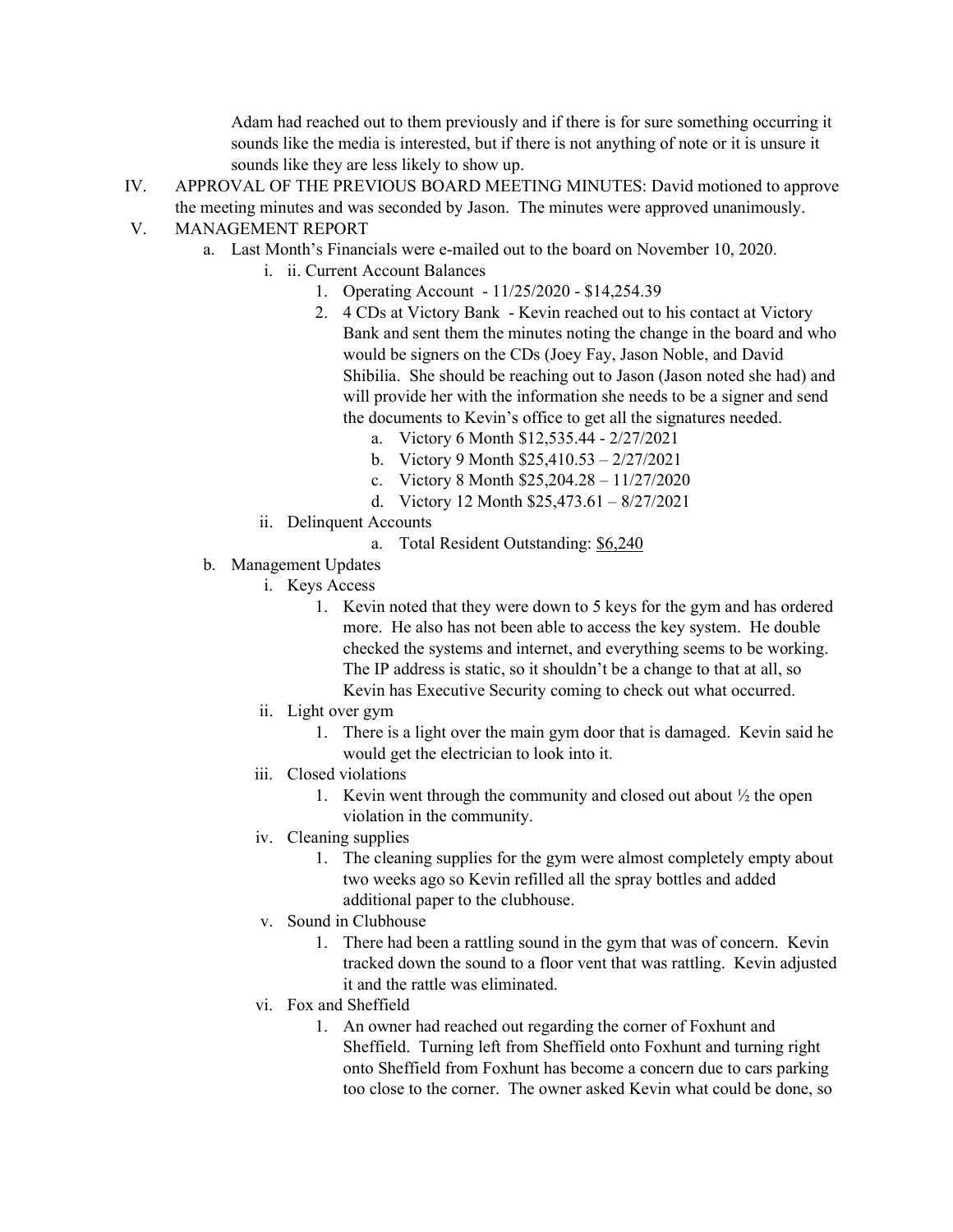Adam had reached out to them previously and if there is for sure something occurring it sounds like the media is interested, but if there is not anything of note or it is unsure it sounds like they are less likely to show up.

IV. APPROVAL OF THE PREVIOUS BOARD MEETING MINUTES: David motioned to approve the meeting minutes and was seconded by Jason. The minutes were approved unanimously.

V. MANAGEMENT REPORT

- a. Last Month's Financials were e-mailed out to the board on November 10, 2020.
    - i. ii. Current Account Balances
        1. Operating Account - 11/25/2020 - $14,254.39
        2. 4 CDs at Victory Bank - Kevin reached out to his contact at Victory Bank and sent them the minutes noting the change in the board and who would be signers on the CDs (Joey Fay, Jason Noble, and David Shibilia. She should be reaching out to Jason (Jason noted she had) and will provide her with the information she needs to be a signer and send the documents to Kevin's office to get all the signatures needed.
            - a. Victory 6 Month $12,535.44 - 2/27/2021
            - b. Victory 9 Month $25,410.53 – 2/27/2021
            - c. Victory 8 Month $25,204.28 – 11/27/2020
            - d. Victory 12 Month $25,473.61 – 8/27/2021
    - ii. Delinquent Accounts
        - a. Total Resident Outstanding: $6,240
- b. Management Updates
    - i. Keys Access
        1. Kevin noted that they were down to 5 keys for the gym and has ordered more. He also has not been able to access the key system. He double checked the systems and internet, and everything seems to be working. The IP address is static, so it shouldn't be a change to that at all, so Kevin has Executive Security coming to check out what occurred.
    - ii. Light over gym
        1. There is a light over the main gym door that is damaged. Kevin said he would get the electrician to look into it.
    - iii. Closed violations
        1. Kevin went through the community and closed out about ½ the open violation in the community.
    - iv. Cleaning supplies
        1. The cleaning supplies for the gym were almost completely empty about two weeks ago so Kevin refilled all the spray bottles and added additional paper to the clubhouse.
    - v. Sound in Clubhouse
        1. There had been a rattling sound in the gym that was of concern. Kevin tracked down the sound to a floor vent that was rattling. Kevin adjusted it and the rattle was eliminated.
    - vi. Fox and Sheffield
        1. An owner had reached out regarding the corner of Foxhunt and Sheffield. Turning left from Sheffield onto Foxhunt and turning right onto Sheffield from Foxhunt has become a concern due to cars parking too close to the corner. The owner asked Kevin what could be done, so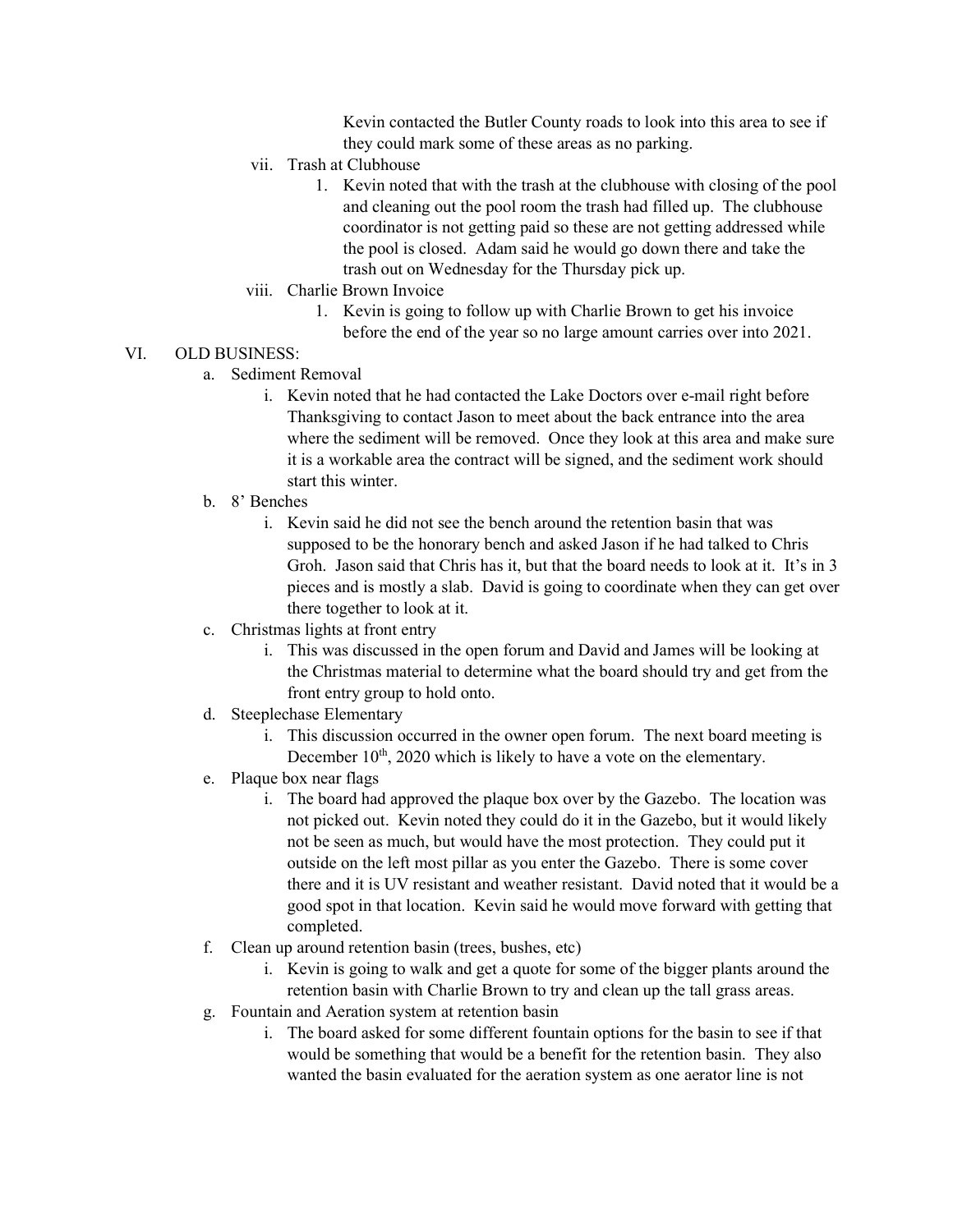Kevin contacted the Butler County roads to look into this area to see if they could mark some of these areas as no parking.

vii. Trash at Clubhouse

1. Kevin noted that with the trash at the clubhouse with closing of the pool and cleaning out the pool room the trash had filled up. The clubhouse coordinator is not getting paid so these are not getting addressed while the pool is closed. Adam said he would go down there and take the trash out on Wednesday for the Thursday pick up.

viii. Charlie Brown Invoice

1. Kevin is going to follow up with Charlie Brown to get his invoice before the end of the year so no large amount carries over into 2021.

VI. OLD BUSINESS:

a. Sediment Removal

i. Kevin noted that he had contacted the Lake Doctors over e-mail right before Thanksgiving to contact Jason to meet about the back entrance into the area where the sediment will be removed. Once they look at this area and make sure it is a workable area the contract will be signed, and the sediment work should start this winter.

b. 8' Benches

i. Kevin said he did not see the bench around the retention basin that was supposed to be the honorary bench and asked Jason if he had talked to Chris Groh. Jason said that Chris has it, but that the board needs to look at it. It's in 3 pieces and is mostly a slab. David is going to coordinate when they can get over there together to look at it.

c. Christmas lights at front entry

i. This was discussed in the open forum and David and James will be looking at the Christmas material to determine what the board should try and get from the front entry group to hold onto.

d. Steeplechase Elementary

i. This discussion occurred in the owner open forum. The next board meeting is December 10th, 2020 which is likely to have a vote on the elementary.

e. Plaque box near flags

i. The board had approved the plaque box over by the Gazebo. The location was not picked out. Kevin noted they could do it in the Gazebo, but it would likely not be seen as much, but would have the most protection. They could put it outside on the left most pillar as you enter the Gazebo. There is some cover there and it is UV resistant and weather resistant. David noted that it would be a good spot in that location. Kevin said he would move forward with getting that completed.

f. Clean up around retention basin (trees, bushes, etc)

i. Kevin is going to walk and get a quote for some of the bigger plants around the retention basin with Charlie Brown to try and clean up the tall grass areas.

g. Fountain and Aeration system at retention basin

i. The board asked for some different fountain options for the basin to see if that would be something that would be a benefit for the retention basin. They also wanted the basin evaluated for the aeration system as one aerator line is not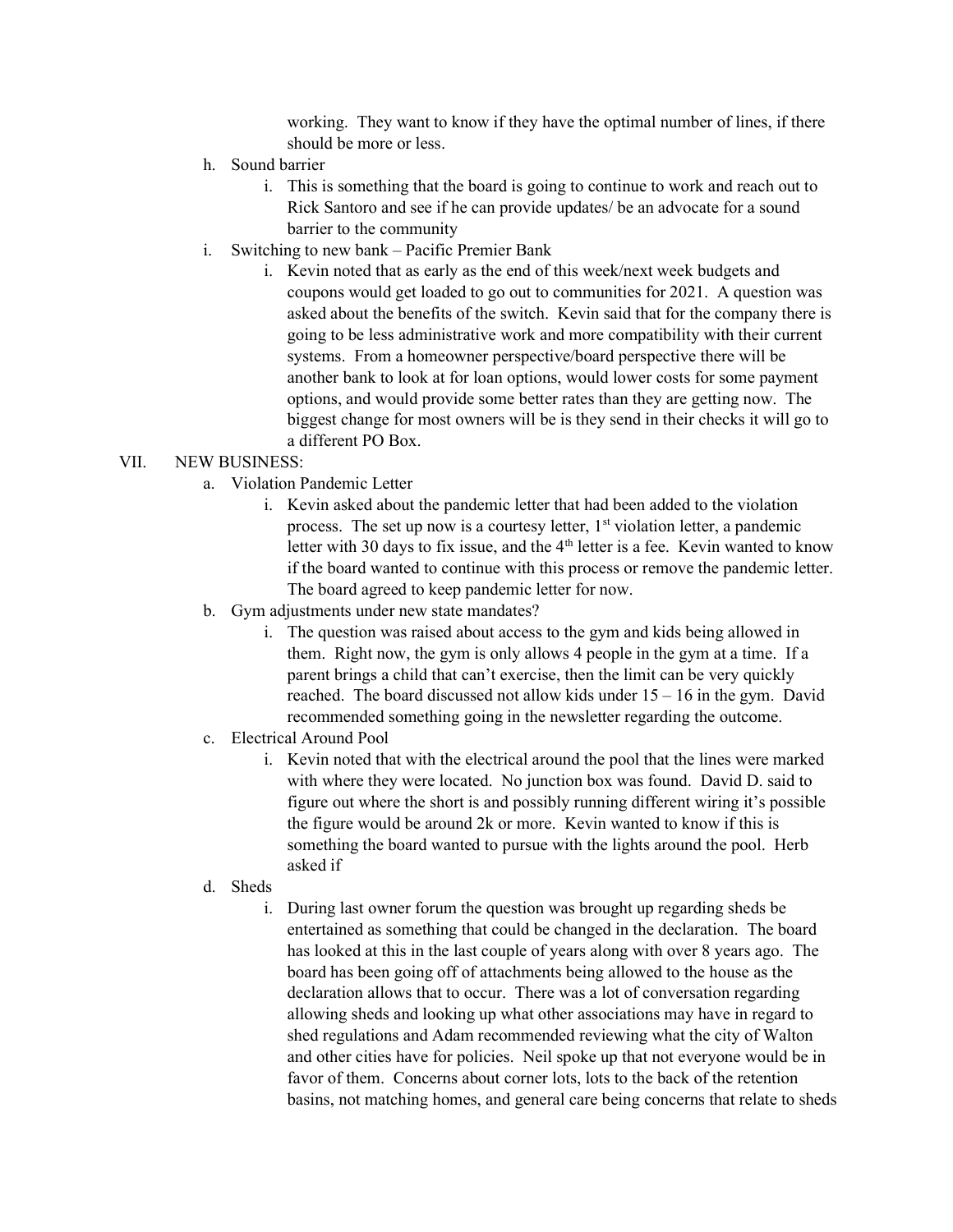working. They want to know if they have the optimal number of lines, if there should be more or less.

h. Sound barrier
   i. This is something that the board is going to continue to work and reach out to Rick Santoro and see if he can provide updates/ be an advocate for a sound barrier to the community

i. Switching to new bank – Pacific Premier Bank
   i. Kevin noted that as early as the end of this week/next week budgets and coupons would get loaded to go out to communities for 2021. A question was asked about the benefits of the switch. Kevin said that for the company there is going to be less administrative work and more compatibility with their current systems. From a homeowner perspective/board perspective there will be another bank to look at for loan options, would lower costs for some payment options, and would provide some better rates than they are getting now. The biggest change for most owners will be is they send in their checks it will go to a different PO Box.

VII. NEW BUSINESS:

a. Violation Pandemic Letter
   i. Kevin asked about the pandemic letter that had been added to the violation process. The set up now is a courtesy letter, 1st violation letter, a pandemic letter with 30 days to fix issue, and the 4th letter is a fee. Kevin wanted to know if the board wanted to continue with this process or remove the pandemic letter. The board agreed to keep pandemic letter for now.

b. Gym adjustments under new state mandates?
   i. The question was raised about access to the gym and kids being allowed in them. Right now, the gym is only allows 4 people in the gym at a time. If a parent brings a child that can't exercise, then the limit can be very quickly reached. The board discussed not allow kids under 15 – 16 in the gym. David recommended something going in the newsletter regarding the outcome.

c. Electrical Around Pool
   i. Kevin noted that with the electrical around the pool that the lines were marked with where they were located. No junction box was found. David D. said to figure out where the short is and possibly running different wiring it's possible the figure would be around 2k or more. Kevin wanted to know if this is something the board wanted to pursue with the lights around the pool. Herb asked if

d. Sheds
   i. During last owner forum the question was brought up regarding sheds be entertained as something that could be changed in the declaration. The board has looked at this in the last couple of years along with over 8 years ago. The board has been going off of attachments being allowed to the house as the declaration allows that to occur. There was a lot of conversation regarding allowing sheds and looking up what other associations may have in regard to shed regulations and Adam recommended reviewing what the city of Walton and other cities have for policies. Neil spoke up that not everyone would be in favor of them. Concerns about corner lots, lots to the back of the retention basins, not matching homes, and general care being concerns that relate to sheds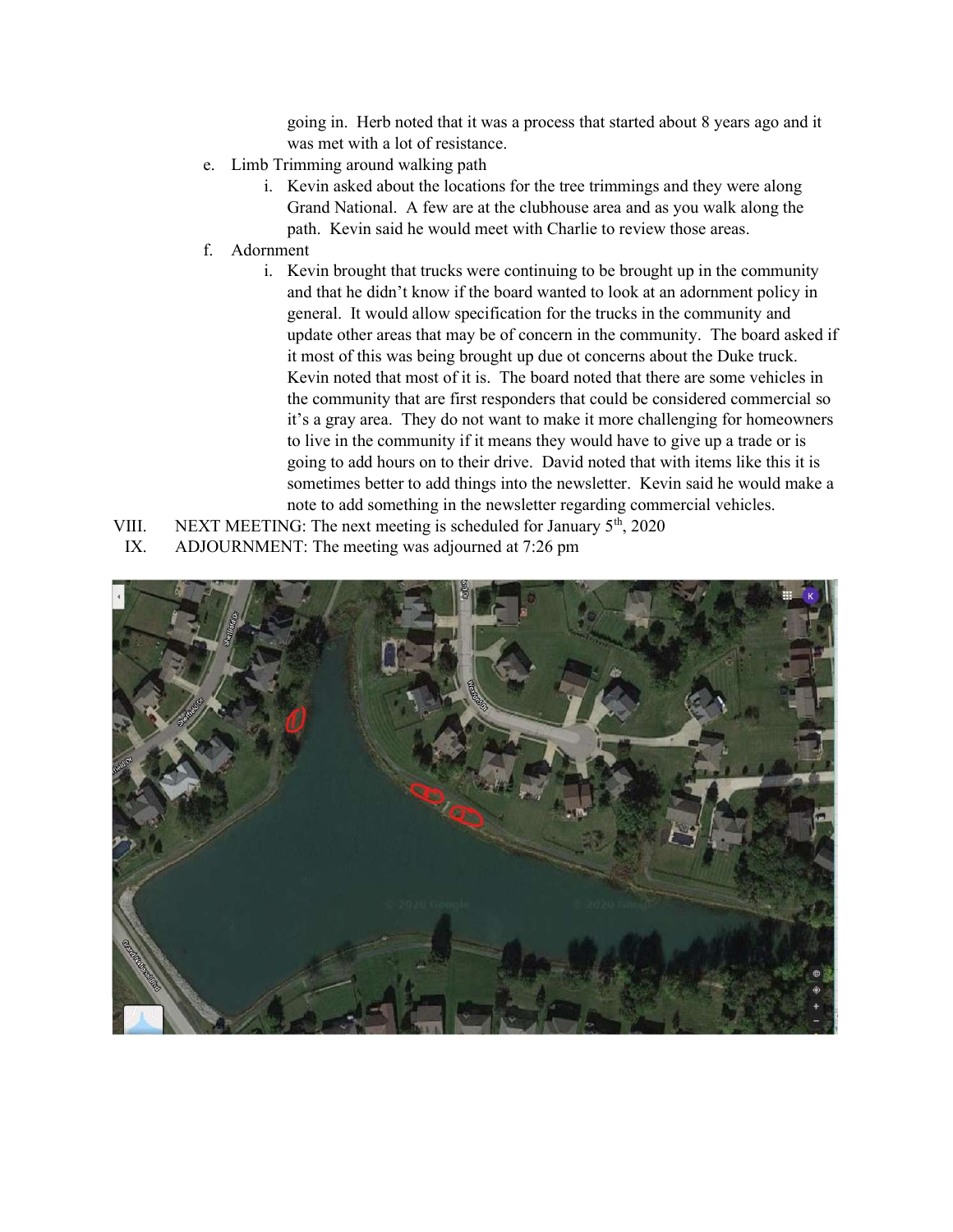going in. Herb noted that it was a process that started about 8 years ago and it was met with a lot of resistance.

e. Limb Trimming around walking path
    i. Kevin asked about the locations for the tree trimmings and they were along Grand National. A few are at the clubhouse area and as you walk along the path. Kevin said he would meet with Charlie to review those areas.

f. Adornment
    i. Kevin brought that trucks were continuing to be brought up in the community and that he didn't know if the board wanted to look at an adornment policy in general. It would allow specification for the trucks in the community and update other areas that may be of concern in the community. The board asked if it most of this was being brought up due ot concerns about the Duke truck. Kevin noted that most of it is. The board noted that there are some vehicles in the community that are first responders that could be considered commercial so it's a gray area. They do not want to make it more challenging for homeowners to live in the community if it means they would have to give up a trade or is going to add hours on to their drive. David noted that with items like this it is sometimes better to add things into the newsletter. Kevin said he would make a note to add something in the newsletter regarding commercial vehicles.

VIII. NEXT MEETING: The next meeting is scheduled for January 5th, 2020

IX. ADJOURNMENT: The meeting was adjourned at 7:26 pm